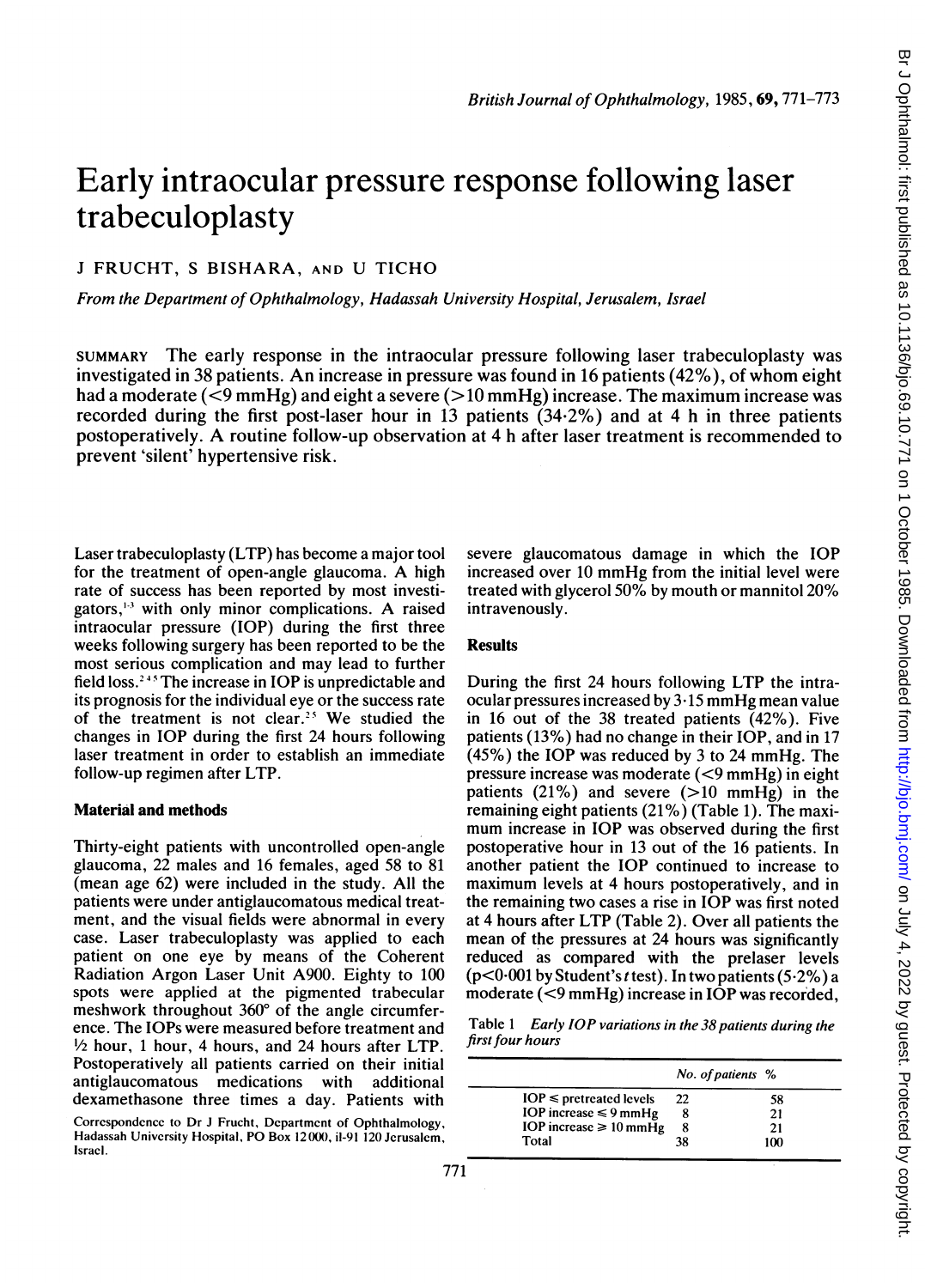# Early intraocular pressure response following laser trabeculoplasty

J FRUCHT, S BISHARA, AND U TICHO

*From the Department of Ophthalmology, Hadassah University Hospital, Jerusalem, Israel*

SUMMARY The early response in the intraocular pressure following laser trabeculoplasty was investigated in 38 patients. An increase in pressure was found in 16 patients (42%), of whom eight had a moderate (<9 mmHg) and eight a severe (>10 mmHg) increase. The maximum increase was recorded during the first post-laser hour in 13 patients (34·2%) and at 4 h in three patients postoperatively. A routine follow-up observation at 4 h after laser treatment is recommended to prevent 'silent' hypertensive risk.

Laser trabeculoplasty (LTP) has become a major tool for the treatment of open-angle glaucoma. A high rate of success has been reported by most investigators,[1-3] with only minor complications. A raised intraocular pressure (IOP) during the first three weeks following surgery has been reported to be the most serious complication and may lead to further field loss.[2,4,5] The increase in IOP is unpredictable and its prognosis for the individual eye or the success rate of the treatment is not clear.[2,5] We studied the changes in IOP during the first 24 hours following laser treatment in order to establish an immediate follow-up regimen after LTP.

## Material and methods

Thirty-eight patients with uncontrolled open-angle glaucoma, 22 males and 16 females, aged 58 to 81 (mean age 62) were included in the study. All the patients were under antiglaucomatous medical treatment, and the visual fields were abnormal in every case. Laser trabeculoplasty was applied to each patient on one eye by means of the Coherent Radiation Argon Laser Unit A900. Eighty to 100 spots were applied at the pigmented trabecular meshwork throughout 360° of the angle circumference. The IOPs were measured before treatment and ½ hour, 1 hour, 4 hours, and 24 hours after LTP. Postoperatively all patients carried on their initial antiglaucomatous medications with additional dexamethasone three times a day. Patients with severe glaucomatous damage in which the IOP increased over 10 mmHg from the initial level were treated with glycerol 50% by mouth or mannitol 20% intravenously.

Correspondence to Dr J Frucht, Department of Ophthalmology, Hadassah University Hospital, PO Box 12000, il-91 120 Jerusalem, Israel.

## Results

During the first 24 hours following LTP the intraocular pressures increased by 3·15 mmHg mean value in 16 out of the 38 treated patients (42%). Five patients (13%) had no change in their IOP, and in 17 (45%) the IOP was reduced by 3 to 24 mmHg. The pressure increase was moderate (<9 mmHg) in eight patients (21%) and severe (>10 mmHg) in the remaining eight patients (21%) (Table 1). The maximum increase in IOP was observed during the first postoperative hour in 13 out of the 16 patients. In another patient the IOP continued to increase to maximum levels at 4 hours postoperatively, and in the remaining two cases a rise in IOP was first noted at 4 hours after LTP (Table 2). Over all patients the mean of the pressures at 24 hours was significantly reduced as compared with the prelaser levels ($p<0·001$ by Student's $t$ test). In two patients (5·2%) a moderate (<9 mmHg) increase in IOP was recorded,

Table 1 *Early IOP variations in the 38 patients during the first four hours*

| | *No. of patients* | *%* |
|---|---|---|
| IOP ≤ pretreated levels | 22 | 58 |
| IOP increase ≤ 9 mmHg | 8 | 21 |
| IOP increase ≥ 10 mmHg | 8 | 21 |
| Total | 38 | 100 |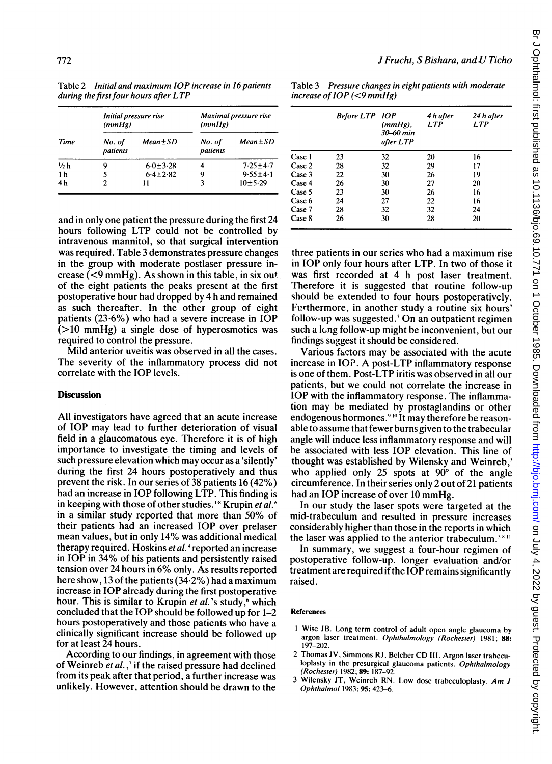Table 2 *Initial and maximum IOP increase in 16 patients during the first four hours after LTP*

| Time | Initial pressure rise (mmHg) | | Maximal pressure rise (mmHg) | |
|---|---|---|---|---|
| | No. of patients | Mean±SD | No. of patients | Mean±SD |
| ½ h | 9 | 6·0±3·28 | 4 | 7·25±4·7 |
| 1 h | 5 | 6·4±2·82 | 9 | 9·55±4·1 |
| 4 h | 2 | 11 | 3 | 10±5·29 |

Table 3 *Pressure changes in eight patients with moderate increase of IOP (<9 mmHg)*

| | Before LTP | IOP (mmHg), 30–60 min after LTP | 4 h after LTP | 24 h after LTP |
|---|---|---|---|---|
| Case 1 | 23 | 32 | 20 | 16 |
| Case 2 | 28 | 32 | 29 | 17 |
| Case 3 | 22 | 30 | 26 | 19 |
| Case 4 | 26 | 30 | 27 | 20 |
| Case 5 | 23 | 30 | 26 | 16 |
| Case 6 | 24 | 27 | 22 | 16 |
| Case 7 | 28 | 32 | 32 | 24 |
| Case 8 | 26 | 30 | 28 | 20 |

and in only one patient the pressure during the first 24 hours following LTP could not be controlled by intravenous mannitol, so that surgical intervention was required. Table 3 demonstrates pressure changes in the group with moderate postlaser pressure increase (<9 mmHg). As shown in this table, in six out of the eight patients the peaks present at the first postoperative hour had dropped by 4 h and remained as such thereafter. In the other group of eight patients (23·6%) who had a severe increase in IOP (>10 mmHg) a single dose of hyperosmotics was required to control the pressure.

Mild anterior uveitis was observed in all the cases. The severity of the inflammatory process did not correlate with the IOP levels.

## Discussion

All investigators have agreed that an acute increase of IOP may lead to further deterioration of visual field in a glaucomatous eye. Therefore it is of high importance to investigate the timing and levels of such pressure elevation which may occur as a 'silently' during the first 24 hours postoperatively and thus prevent the risk. In our series of 38 patients 16 (42%) had an increase in IOP following LTP. This finding is in keeping with those of other studies.[1-8] Krupin *et al.*[6] in a similar study reported that more than 50% of their patients had an increased IOP over prelaser mean values, but in only 14% was additional medical therapy required. Hoskins *et al.*[4] reported an increase in IOP in 34% of his patients and persistently raised tension over 24 hours in 6% only. As results reported here show, 13 of the patients (34·2%) had a maximum increase in IOP already during the first postoperative hour. This is similar to Krupin *et al.*'s study,[6] which concluded that the IOP should be followed up for 1–2 hours postoperatively and those patients who have a clinically significant increase should be followed up for at least 24 hours.

According to our findings, in agreement with those of Weinreb *et al.*,[7] if the raised pressure had declined from its peak after that period, a further increase was unlikely. However, attention should be drawn to the three patients in our series who had a maximum rise in IOP only four hours after LTP. In two of those it was first recorded at 4 h post laser treatment. Therefore it is suggested that routine follow-up should be extended to four hours postoperatively. Furthermore, in another study a routine six hours' follow-up was suggested.[7] On an outpatient regimen such a long follow-up might be inconvenient, but our findings suggest it should be considered.

Various factors may be associated with the acute increase in IOP. A post-LTP inflammatory response is one of them. Post-LTP iritis was observed in all our patients, but we could not correlate the increase in IOP with the inflammatory response. The inflammation may be mediated by prostaglandins or other endogenous hormones.[9,10] It may therefore be reasonable to assume that fewer burns given to the trabecular angle will induce less inflammatory response and will be associated with less IOP elevation. This line of thought was established by Wilensky and Weinreb,[3] who applied only 25 spots at 90° of the angle circumference. In their series only 2 out of 21 patients had an IOP increase of over 10 mmHg.

In our study the laser spots were targeted at the mid-trabeculum and resulted in pressure increases considerably higher than those in the reports in which the laser was applied to the anterior trabeculum.[5,8,11]

In summary, we suggest a four-hour regimen of postoperative follow-up. longer evaluation and/or treatment are required if the IOP remains significantly raised.

### References

1 Wise JB. Long term control of adult open angle glaucoma by argon laser treatment. *Ophthalmology (Rochester)* 1981; **88:** 197–202.

2 Thomas JV, Simmons RJ, Belcher CD III. Argon laser trabeculoplasty in the presurgical glaucoma patients. *Ophthalmology (Rochester)* 1982; **89:** 187–92.

3 Wilensky JT, Weinreb RN. Low dose trabeculoplasty. *Am J Ophthalmol* 1983; **95:** 423–6.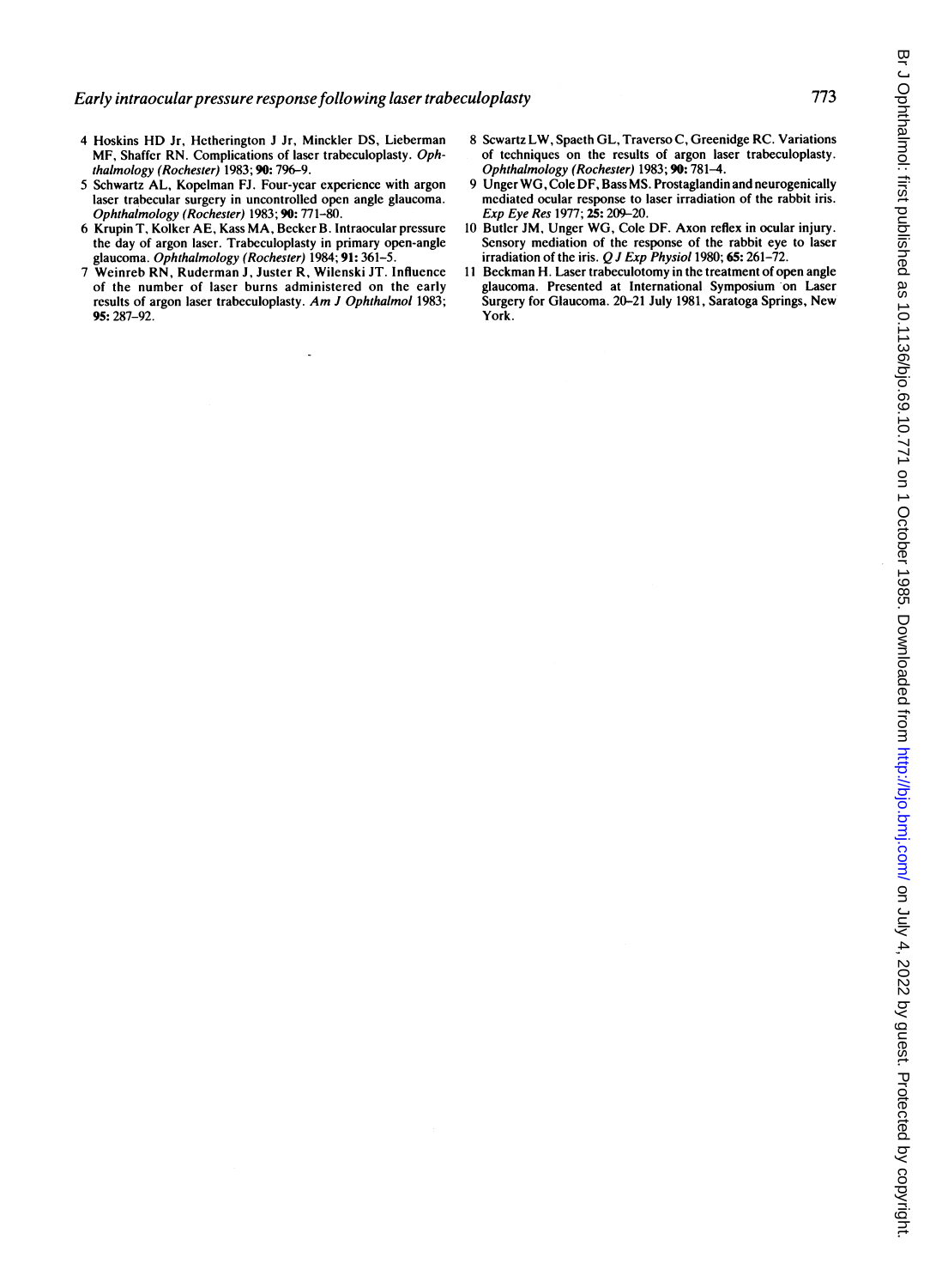4 Hoskins HD Jr, Hetherington J Jr, Minckler DS, Lieberman MF, Shaffer RN. Complications of laser trabeculoplasty. *Ophthalmology (Rochester)* 1983; **90:** 796–9.

5 Schwartz AL, Kopelman FJ. Four-year experience with argon laser trabecular surgery in uncontrolled open angle glaucoma. *Ophthalmology (Rochester)* 1983; **90:** 771–80.

6 Krupin T, Kolker AE, Kass MA, Becker B. Intraocular pressure the day of argon laser. Trabeculoplasty in primary open-angle glaucoma. *Ophthalmology (Rochester)* 1984; **91:** 361–5.

7 Weinreb RN, Ruderman J, Juster R, Wilenski JT. Influence of the number of laser burns administered on the early results of argon laser trabeculoplasty. *Am J Ophthalmol* 1983; **95:** 287–92.

8 Scwartz LW, Spaeth GL, Traverso C, Greenidge RC. Variations of techniques on the results of argon laser trabeculoplasty. *Ophthalmology (Rochester)* 1983; **90:** 781–4.

9 Unger WG, Cole DF, Bass MS. Prostaglandin and neurogenically mediated ocular response to laser irradiation of the rabbit iris. *Exp Eye Res* 1977; **25:** 209–20.

10 Butler JM, Unger WG, Cole DF. Axon reflex in ocular injury. Sensory mediation of the response of the rabbit eye to laser irradiation of the iris. *Q J Exp Physiol* 1980; **65:** 261–72.

11 Beckman H. Laser trabeculotomy in the treatment of open angle glaucoma. Presented at International Symposium on Laser Surgery for Glaucoma. 20–21 July 1981, Saratoga Springs, New York.